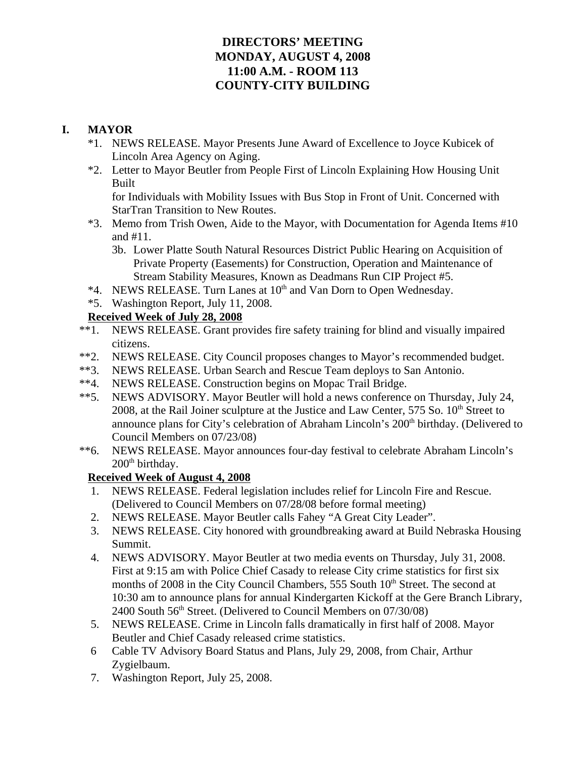# DIRECTORS' MEETING
# MONDAY, AUGUST 4, 2008
# 11:00 A.M. - ROOM 113
# COUNTY-CITY BUILDING

## I. MAYOR

*1. NEWS RELEASE. Mayor Presents June Award of Excellence to Joyce Kubicek of Lincoln Area Agency on Aging.

*2. Letter to Mayor Beutler from People First of Lincoln Explaining How Housing Unit Built
for Individuals with Mobility Issues with Bus Stop in Front of Unit. Concerned with StarTran Transition to New Routes.

*3. Memo from Trish Owen, Aide to the Mayor, with Documentation for Agenda Items #10 and #11.

3b. Lower Platte South Natural Resources District Public Hearing on Acquisition of Private Property (Easements) for Construction, Operation and Maintenance of Stream Stability Measures, Known as Deadmans Run CIP Project #5.

*4. NEWS RELEASE. Turn Lanes at 10th and Van Dorn to Open Wednesday.

*5. Washington Report, July 11, 2008.

**Received Week of July 28, 2008**

**1. NEWS RELEASE. Grant provides fire safety training for blind and visually impaired citizens.

**2. NEWS RELEASE. City Council proposes changes to Mayor's recommended budget.

**3. NEWS RELEASE. Urban Search and Rescue Team deploys to San Antonio.

**4. NEWS RELEASE. Construction begins on Mopac Trail Bridge.

**5. NEWS ADVISORY. Mayor Beutler will hold a news conference on Thursday, July 24, 2008, at the Rail Joiner sculpture at the Justice and Law Center, 575 So. 10th Street to announce plans for City's celebration of Abraham Lincoln's 200th birthday. (Delivered to Council Members on 07/23/08)

**6. NEWS RELEASE. Mayor announces four-day festival to celebrate Abraham Lincoln's 200th birthday.

**Received Week of August 4, 2008**

1. NEWS RELEASE. Federal legislation includes relief for Lincoln Fire and Rescue. (Delivered to Council Members on 07/28/08 before formal meeting)
2. NEWS RELEASE. Mayor Beutler calls Fahey "A Great City Leader".
3. NEWS RELEASE. City honored with groundbreaking award at Build Nebraska Housing Summit.
4. NEWS ADVISORY. Mayor Beutler at two media events on Thursday, July 31, 2008. First at 9:15 am with Police Chief Casady to release City crime statistics for first six months of 2008 in the City Council Chambers, 555 South 10th Street. The second at 10:30 am to announce plans for annual Kindergarten Kickoff at the Gere Branch Library, 2400 South 56th Street. (Delivered to Council Members on 07/30/08)
5. NEWS RELEASE. Crime in Lincoln falls dramatically in first half of 2008. Mayor Beutler and Chief Casady released crime statistics.
6. Cable TV Advisory Board Status and Plans, July 29, 2008, from Chair, Arthur Zygielbaum.
7. Washington Report, July 25, 2008.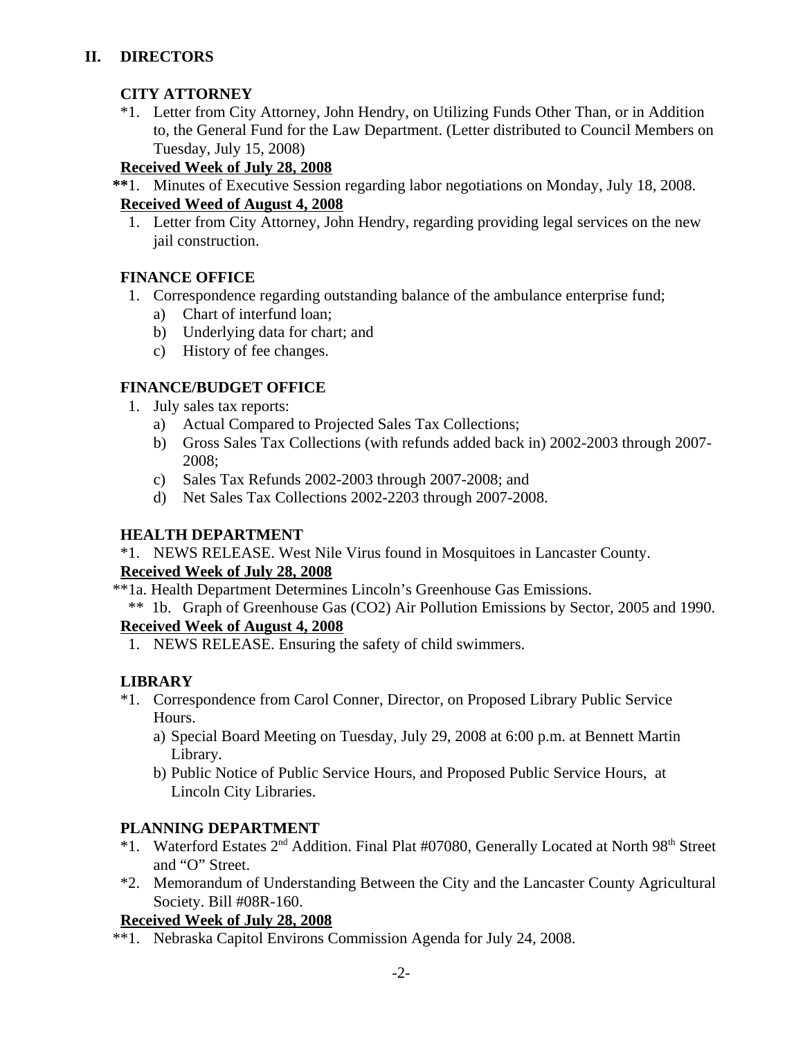## II. DIRECTORS

### CITY ATTORNEY

*1. Letter from City Attorney, John Hendry, on Utilizing Funds Other Than, or in Addition to, the General Fund for the Law Department. (Letter distributed to Council Members on Tuesday, July 15, 2008)

**Received Week of July 28, 2008**

**\*\***1. Minutes of Executive Session regarding labor negotiations on Monday, July 18, 2008.

**Received Weed of August 4, 2008**

1. Letter from City Attorney, John Hendry, regarding providing legal services on the new jail construction.

### FINANCE OFFICE

1. Correspondence regarding outstanding balance of the ambulance enterprise fund;
   a) Chart of interfund loan;
   b) Underlying data for chart; and
   c) History of fee changes.

### FINANCE/BUDGET OFFICE

1. July sales tax reports:
   a) Actual Compared to Projected Sales Tax Collections;
   b) Gross Sales Tax Collections (with refunds added back in) 2002-2003 through 2007-2008;
   c) Sales Tax Refunds 2002-2003 through 2007-2008; and
   d) Net Sales Tax Collections 2002-2203 through 2007-2008.

### HEALTH DEPARTMENT

*1. NEWS RELEASE. West Nile Virus found in Mosquitoes in Lancaster County.

**Received Week of July 28, 2008**

**1a. Health Department Determines Lincoln's Greenhouse Gas Emissions.

** 1b. Graph of Greenhouse Gas ($CO_2$) Air Pollution Emissions by Sector, 2005 and 1990.

**Received Week of August 4, 2008**

1. NEWS RELEASE. Ensuring the safety of child swimmers.

### LIBRARY

*1. Correspondence from Carol Conner, Director, on Proposed Library Public Service Hours.
   a) Special Board Meeting on Tuesday, July 29, 2008 at 6:00 p.m. at Bennett Martin Library.
   b) Public Notice of Public Service Hours, and Proposed Public Service Hours, at Lincoln City Libraries.

### PLANNING DEPARTMENT

*1. Waterford Estates 2nd Addition. Final Plat #07080, Generally Located at North 98th Street and "O" Street.

*2. Memorandum of Understanding Between the City and the Lancaster County Agricultural Society. Bill #08R-160.

**Received Week of July 28, 2008**

**1. Nebraska Capitol Environs Commission Agenda for July 24, 2008.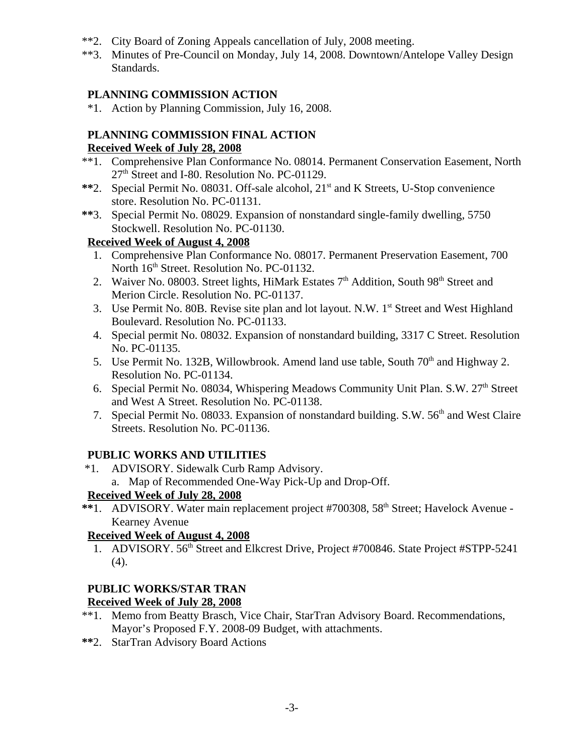**2. City Board of Zoning Appeals cancellation of July, 2008 meeting.

**3. Minutes of Pre-Council on Monday, July 14, 2008. Downtown/Antelope Valley Design Standards.

### PLANNING COMMISSION ACTION

*1. Action by Planning Commission, July 16, 2008.

### PLANNING COMMISSION FINAL ACTION

**Received Week of July 28, 2008**

**1. Comprehensive Plan Conformance No. 08014. Permanent Conservation Easement, North 27th Street and I-80. Resolution No. PC-01129.

**2. Special Permit No. 08031. Off-sale alcohol, 21st and K Streets, U-Stop convenience store. Resolution No. PC-01131.

**3. Special Permit No. 08029. Expansion of nonstandard single-family dwelling, 5750 Stockwell. Resolution No. PC-01130.

**Received Week of August 4, 2008**

1. Comprehensive Plan Conformance No. 08017. Permanent Preservation Easement, 700 North 16th Street. Resolution No. PC-01132.
2. Waiver No. 08003. Street lights, HiMark Estates 7th Addition, South 98th Street and Merion Circle. Resolution No. PC-01137.
3. Use Permit No. 80B. Revise site plan and lot layout. N.W. 1st Street and West Highland Boulevard. Resolution No. PC-01133.
4. Special permit No. 08032. Expansion of nonstandard building, 3317 C Street. Resolution No. PC-01135.
5. Use Permit No. 132B, Willowbrook. Amend land use table, South 70th and Highway 2. Resolution No. PC-01134.
6. Special Permit No. 08034, Whispering Meadows Community Unit Plan. S.W. 27th Street and West A Street. Resolution No. PC-01138.
7. Special Permit No. 08033. Expansion of nonstandard building. S.W. 56th and West Claire Streets. Resolution No. PC-01136.

### PUBLIC WORKS AND UTILITIES

*1. ADVISORY. Sidewalk Curb Ramp Advisory.
   a. Map of Recommended One-Way Pick-Up and Drop-Off.

**Received Week of July 28, 2008**

**1. ADVISORY. Water main replacement project #700308, 58th Street; Havelock Avenue - Kearney Avenue

**Received Week of August 4, 2008**

1. ADVISORY. 56th Street and Elkcrest Drive, Project #700846. State Project #STPP-5241 (4).

### PUBLIC WORKS/STAR TRAN

**Received Week of July 28, 2008**

**1. Memo from Beatty Brasch, Vice Chair, StarTran Advisory Board. Recommendations, Mayor's Proposed F.Y. 2008-09 Budget, with attachments.

**2. StarTran Advisory Board Actions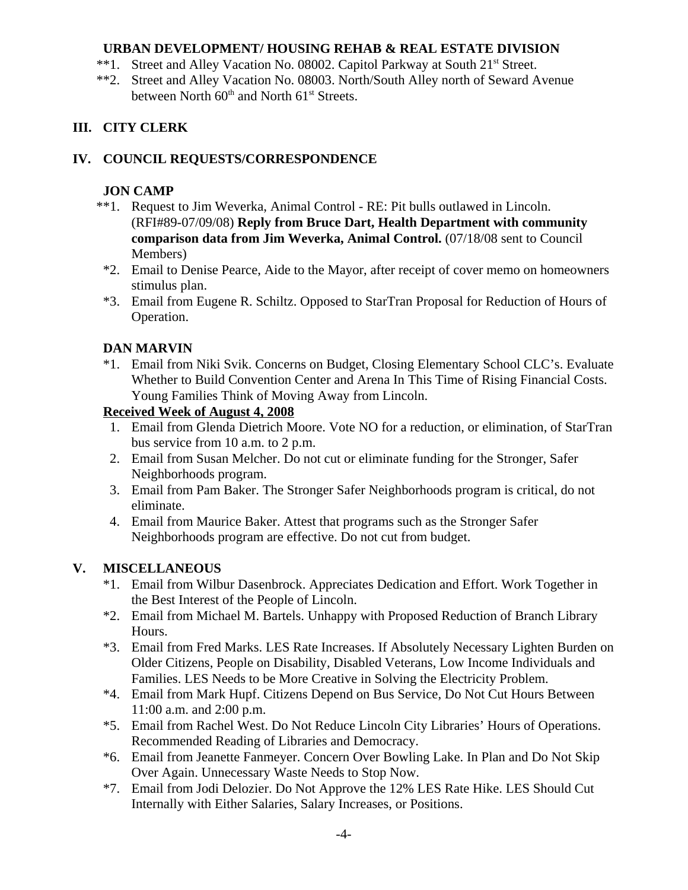**URBAN DEVELOPMENT/ HOUSING REHAB & REAL ESTATE DIVISION**

**1. Street and Alley Vacation No. 08002. Capitol Parkway at South 21st Street.

**2. Street and Alley Vacation No. 08003. North/South Alley north of Seward Avenue between North 60th and North 61st Streets.

## III. CITY CLERK

## IV. COUNCIL REQUESTS/CORRESPONDENCE

### JON CAMP

**1. Request to Jim Weverka, Animal Control - RE: Pit bulls outlawed in Lincoln. (RFI#89-07/09/08) **Reply from Bruce Dart, Health Department with community comparison data from Jim Weverka, Animal Control.** (07/18/08 sent to Council Members)

*2. Email to Denise Pearce, Aide to the Mayor, after receipt of cover memo on homeowners stimulus plan.

*3. Email from Eugene R. Schiltz. Opposed to StarTran Proposal for Reduction of Hours of Operation.

### DAN MARVIN

*1. Email from Niki Svik. Concerns on Budget, Closing Elementary School CLC's. Evaluate Whether to Build Convention Center and Arena In This Time of Rising Financial Costs. Young Families Think of Moving Away from Lincoln.

**<u>Received Week of August 4, 2008</u>**

1. Email from Glenda Dietrich Moore. Vote NO for a reduction, or elimination, of StarTran bus service from 10 a.m. to 2 p.m.
2. Email from Susan Melcher. Do not cut or eliminate funding for the Stronger, Safer Neighborhoods program.
3. Email from Pam Baker. The Stronger Safer Neighborhoods program is critical, do not eliminate.
4. Email from Maurice Baker. Attest that programs such as the Stronger Safer Neighborhoods program are effective. Do not cut from budget.

## V. MISCELLANEOUS

*1. Email from Wilbur Dasenbrock. Appreciates Dedication and Effort. Work Together in the Best Interest of the People of Lincoln.

*2. Email from Michael M. Bartels. Unhappy with Proposed Reduction of Branch Library Hours.

*3. Email from Fred Marks. LES Rate Increases. If Absolutely Necessary Lighten Burden on Older Citizens, People on Disability, Disabled Veterans, Low Income Individuals and Families. LES Needs to be More Creative in Solving the Electricity Problem.

*4. Email from Mark Hupf. Citizens Depend on Bus Service, Do Not Cut Hours Between 11:00 a.m. and 2:00 p.m.

*5. Email from Rachel West. Do Not Reduce Lincoln City Libraries' Hours of Operations. Recommended Reading of Libraries and Democracy.

*6. Email from Jeanette Fanmeyer. Concern Over Bowling Lake. In Plan and Do Not Skip Over Again. Unnecessary Waste Needs to Stop Now.

*7. Email from Jodi Delozier. Do Not Approve the 12% LES Rate Hike. LES Should Cut Internally with Either Salaries, Salary Increases, or Positions.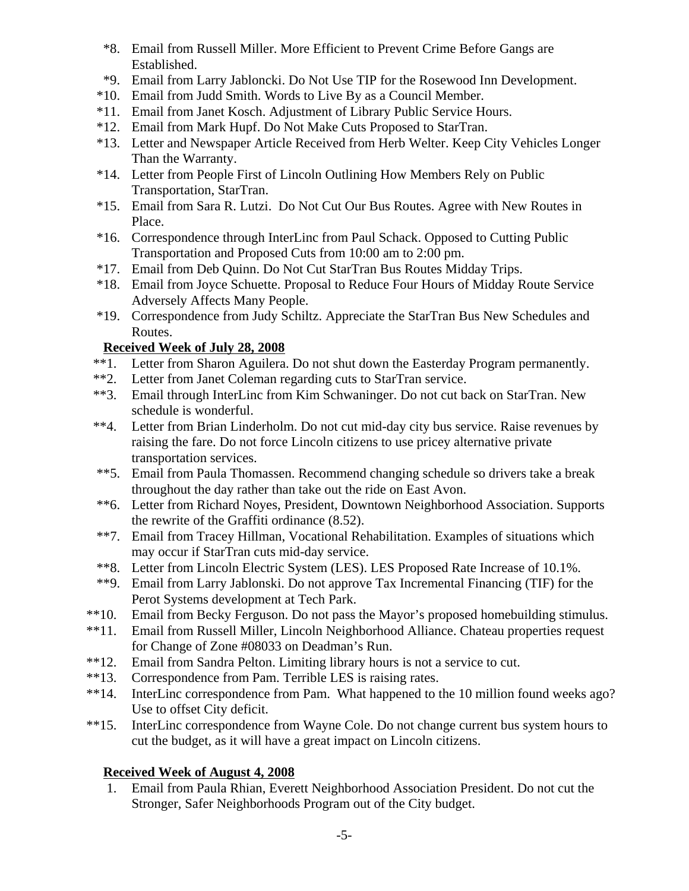*8. Email from Russell Miller. More Efficient to Prevent Crime Before Gangs are Established.

*9. Email from Larry Jabloncki. Do Not Use TIP for the Rosewood Inn Development.

*10. Email from Judd Smith. Words to Live By as a Council Member.

*11. Email from Janet Kosch. Adjustment of Library Public Service Hours.

*12. Email from Mark Hupf. Do Not Make Cuts Proposed to StarTran.

*13. Letter and Newspaper Article Received from Herb Welter. Keep City Vehicles Longer Than the Warranty.

*14. Letter from People First of Lincoln Outlining How Members Rely on Public Transportation, StarTran.

*15. Email from Sara R. Lutzi. Do Not Cut Our Bus Routes. Agree with New Routes in Place.

*16. Correspondence through InterLinc from Paul Schack. Opposed to Cutting Public Transportation and Proposed Cuts from 10:00 am to 2:00 pm.

*17. Email from Deb Quinn. Do Not Cut StarTran Bus Routes Midday Trips.

*18. Email from Joyce Schuette. Proposal to Reduce Four Hours of Midday Route Service Adversely Affects Many People.

*19. Correspondence from Judy Schiltz. Appreciate the StarTran Bus New Schedules and Routes.

**Received Week of July 28, 2008**

**1. Letter from Sharon Aguilera. Do not shut down the Easterday Program permanently.

**2. Letter from Janet Coleman regarding cuts to StarTran service.

**3. Email through InterLinc from Kim Schwaninger. Do not cut back on StarTran. New schedule is wonderful.

**4. Letter from Brian Linderholm. Do not cut mid-day city bus service. Raise revenues by raising the fare. Do not force Lincoln citizens to use pricey alternative private transportation services.

**5. Email from Paula Thomassen. Recommend changing schedule so drivers take a break throughout the day rather than take out the ride on East Avon.

**6. Letter from Richard Noyes, President, Downtown Neighborhood Association. Supports the rewrite of the Graffiti ordinance (8.52).

**7. Email from Tracey Hillman, Vocational Rehabilitation. Examples of situations which may occur if StarTran cuts mid-day service.

**8. Letter from Lincoln Electric System (LES). LES Proposed Rate Increase of 10.1%.

**9. Email from Larry Jablonski. Do not approve Tax Incremental Financing (TIF) for the Perot Systems development at Tech Park.

**10. Email from Becky Ferguson. Do not pass the Mayor's proposed homebuilding stimulus.

**11. Email from Russell Miller, Lincoln Neighborhood Alliance. Chateau properties request for Change of Zone #08033 on Deadman's Run.

**12. Email from Sandra Pelton. Limiting library hours is not a service to cut.

**13. Correspondence from Pam. Terrible LES is raising rates.

**14. InterLinc correspondence from Pam. What happened to the 10 million found weeks ago? Use to offset City deficit.

**15. InterLinc correspondence from Wayne Cole. Do not change current bus system hours to cut the budget, as it will have a great impact on Lincoln citizens.

**Received Week of August 4, 2008**

1. Email from Paula Rhian, Everett Neighborhood Association President. Do not cut the Stronger, Safer Neighborhoods Program out of the City budget.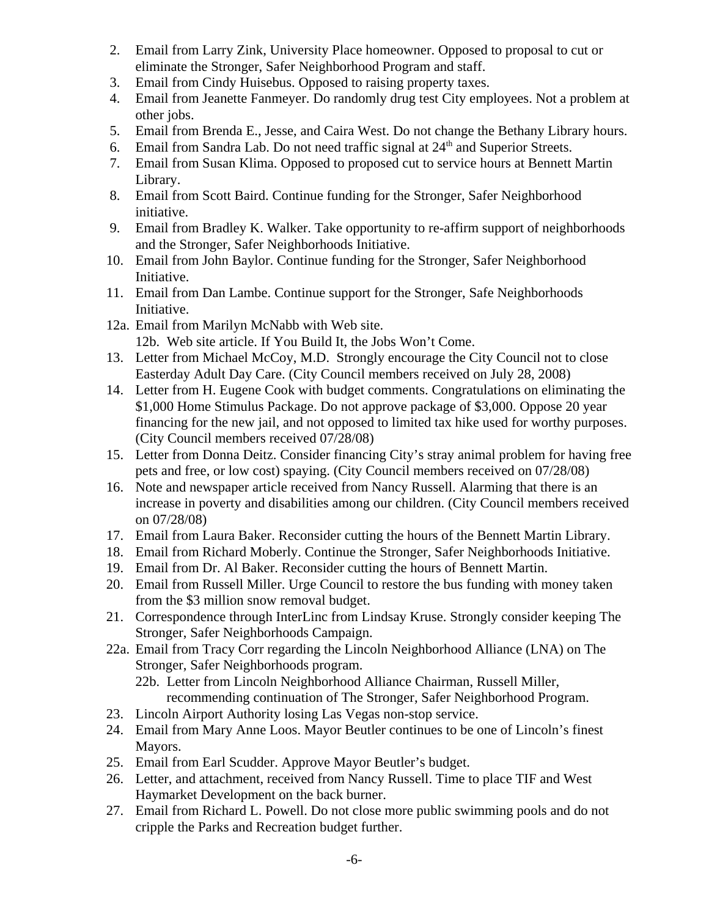2. Email from Larry Zink, University Place homeowner. Opposed to proposal to cut or eliminate the Stronger, Safer Neighborhood Program and staff.
3. Email from Cindy Huisebus. Opposed to raising property taxes.
4. Email from Jeanette Fanmeyer. Do randomly drug test City employees. Not a problem at other jobs.
5. Email from Brenda E., Jesse, and Caira West. Do not change the Bethany Library hours.
6. Email from Sandra Lab. Do not need traffic signal at 24th and Superior Streets.
7. Email from Susan Klima. Opposed to proposed cut to service hours at Bennett Martin Library.
8. Email from Scott Baird. Continue funding for the Stronger, Safer Neighborhood initiative.
9. Email from Bradley K. Walker. Take opportunity to re-affirm support of neighborhoods and the Stronger, Safer Neighborhoods Initiative.
10. Email from John Baylor. Continue funding for the Stronger, Safer Neighborhood Initiative.
11. Email from Dan Lambe. Continue support for the Stronger, Safe Neighborhoods Initiative.

12a. Email from Marilyn McNabb with Web site.
    12b. Web site article. If You Build It, the Jobs Won't Come.

13. Letter from Michael McCoy, M.D. Strongly encourage the City Council not to close Easterday Adult Day Care. (City Council members received on July 28, 2008)
14. Letter from H. Eugene Cook with budget comments. Congratulations on eliminating the $1,000 Home Stimulus Package. Do not approve package of $3,000. Oppose 20 year financing for the new jail, and not opposed to limited tax hike used for worthy purposes. (City Council members received 07/28/08)
15. Letter from Donna Deitz. Consider financing City's stray animal problem for having free pets and free, or low cost) spaying. (City Council members received on 07/28/08)
16. Note and newspaper article received from Nancy Russell. Alarming that there is an increase in poverty and disabilities among our children. (City Council members received on 07/28/08)
17. Email from Laura Baker. Reconsider cutting the hours of the Bennett Martin Library.
18. Email from Richard Moberly. Continue the Stronger, Safer Neighborhoods Initiative.
19. Email from Dr. Al Baker. Reconsider cutting the hours of Bennett Martin.
20. Email from Russell Miller. Urge Council to restore the bus funding with money taken from the $3 million snow removal budget.
21. Correspondence through InterLinc from Lindsay Kruse. Strongly consider keeping The Stronger, Safer Neighborhoods Campaign.

22a. Email from Tracy Corr regarding the Lincoln Neighborhood Alliance (LNA) on The Stronger, Safer Neighborhoods program.
    22b. Letter from Lincoln Neighborhood Alliance Chairman, Russell Miller, recommending continuation of The Stronger, Safer Neighborhood Program.

23. Lincoln Airport Authority losing Las Vegas non-stop service.
24. Email from Mary Anne Loos. Mayor Beutler continues to be one of Lincoln's finest Mayors.
25. Email from Earl Scudder. Approve Mayor Beutler's budget.
26. Letter, and attachment, received from Nancy Russell. Time to place TIF and West Haymarket Development on the back burner.
27. Email from Richard L. Powell. Do not close more public swimming pools and do not cripple the Parks and Recreation budget further.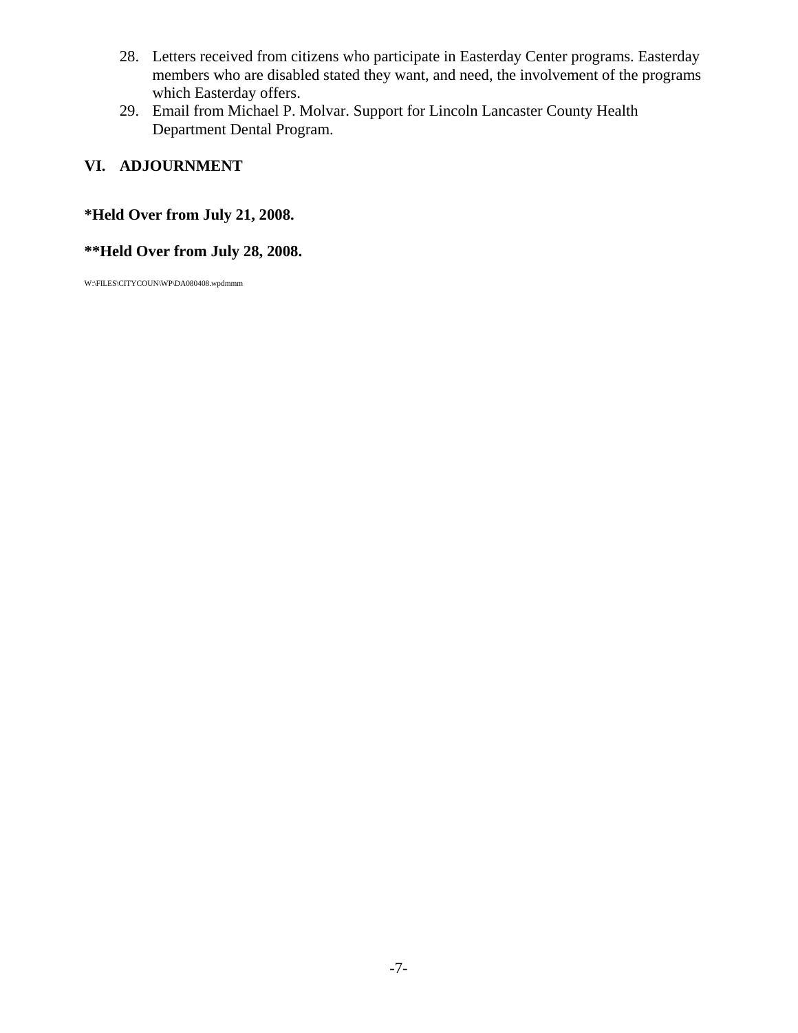28. Letters received from citizens who participate in Easterday Center programs. Easterday members who are disabled stated they want, and need, the involvement of the programs which Easterday offers.
29. Email from Michael P. Molvar. Support for Lincoln Lancaster County Health Department Dental Program.

## VI. ADJOURNMENT

**\*Held Over from July 21, 2008.**

**\*\*Held Over from July 28, 2008.**

W:\FILES\CITYCOUN\WP\DA080408.wpdmmm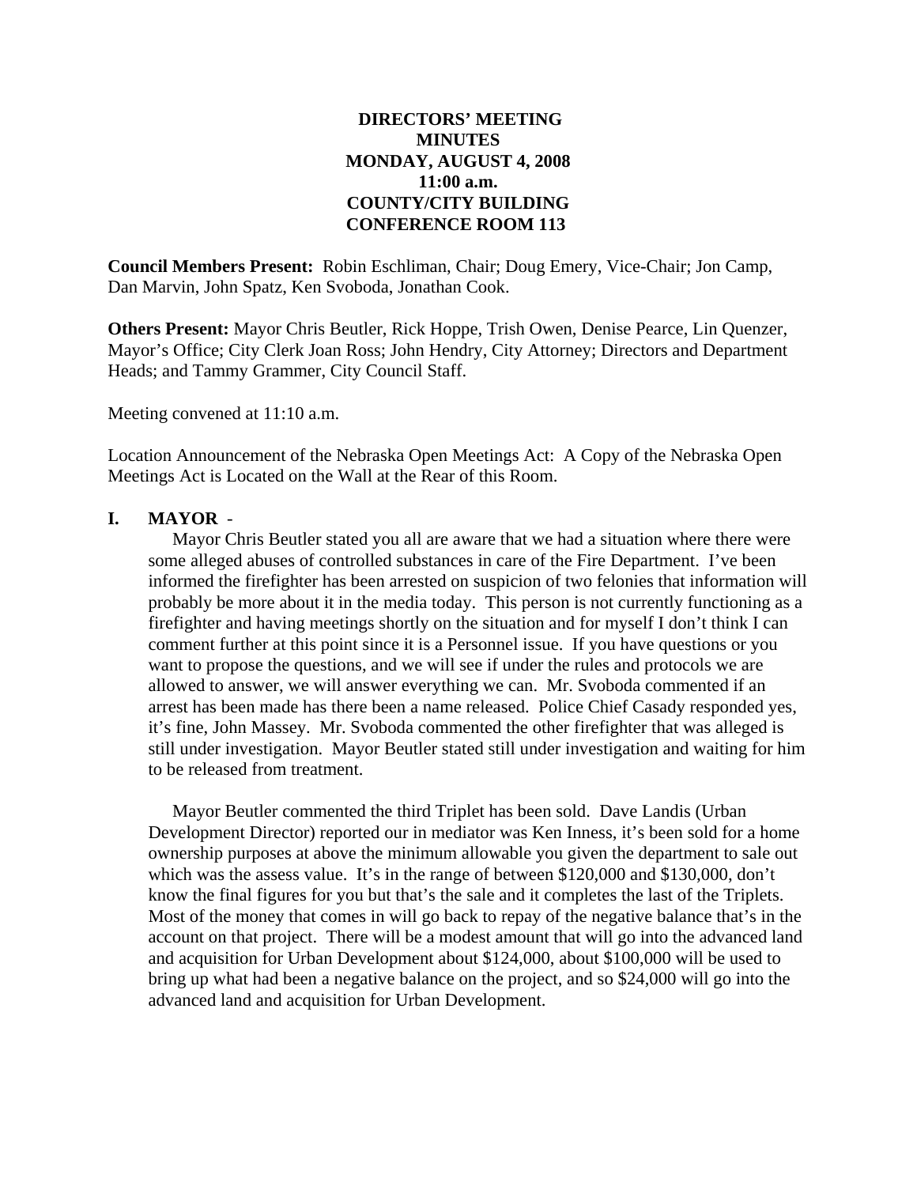**DIRECTORS' MEETING**
**MINUTES**
**MONDAY, AUGUST 4, 2008**
**11:00 a.m.**
**COUNTY/CITY BUILDING**
**CONFERENCE ROOM 113**

**Council Members Present:** Robin Eschliman, Chair; Doug Emery, Vice-Chair; Jon Camp, Dan Marvin, John Spatz, Ken Svoboda, Jonathan Cook.

**Others Present:** Mayor Chris Beutler, Rick Hoppe, Trish Owen, Denise Pearce, Lin Quenzer, Mayor's Office; City Clerk Joan Ross; John Hendry, City Attorney; Directors and Department Heads; and Tammy Grammer, City Council Staff.

Meeting convened at 11:10 a.m.

Location Announcement of the Nebraska Open Meetings Act: A Copy of the Nebraska Open Meetings Act is Located on the Wall at the Rear of this Room.

## I. MAYOR -

Mayor Chris Beutler stated you all are aware that we had a situation where there were some alleged abuses of controlled substances in care of the Fire Department. I've been informed the firefighter has been arrested on suspicion of two felonies that information will probably be more about it in the media today. This person is not currently functioning as a firefighter and having meetings shortly on the situation and for myself I don't think I can comment further at this point since it is a Personnel issue. If you have questions or you want to propose the questions, and we will see if under the rules and protocols we are allowed to answer, we will answer everything we can. Mr. Svoboda commented if an arrest has been made has there been a name released. Police Chief Casady responded yes, it's fine, John Massey. Mr. Svoboda commented the other firefighter that was alleged is still under investigation. Mayor Beutler stated still under investigation and waiting for him to be released from treatment.

Mayor Beutler commented the third Triplet has been sold. Dave Landis (Urban Development Director) reported our in mediator was Ken Inness, it's been sold for a home ownership purposes at above the minimum allowable you given the department to sale out which was the assess value. It's in the range of between $120,000 and $130,000, don't know the final figures for you but that's the sale and it completes the last of the Triplets. Most of the money that comes in will go back to repay of the negative balance that's in the account on that project. There will be a modest amount that will go into the advanced land and acquisition for Urban Development about $124,000, about $100,000 will be used to bring up what had been a negative balance on the project, and so $24,000 will go into the advanced land and acquisition for Urban Development.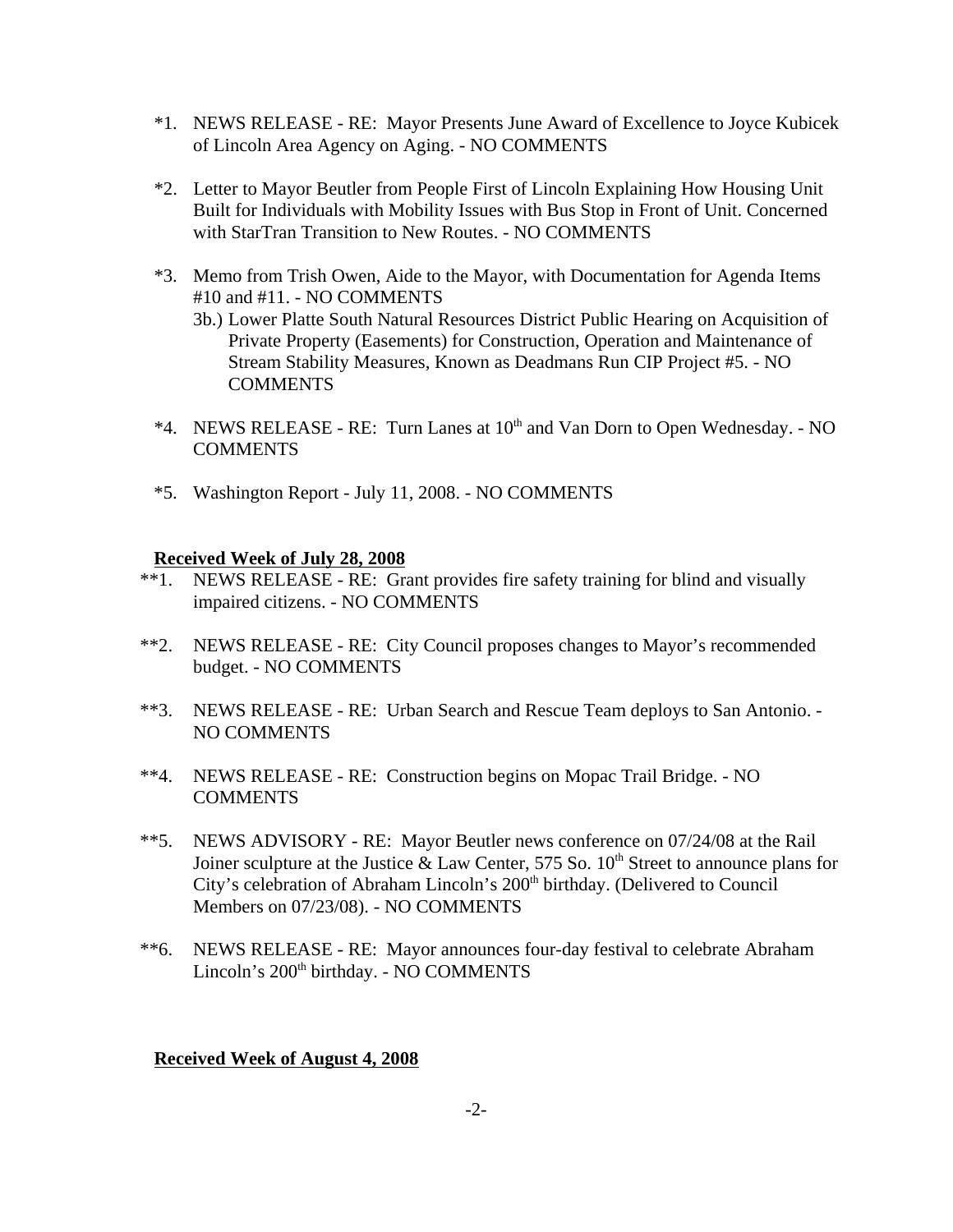*1. NEWS RELEASE - RE: Mayor Presents June Award of Excellence to Joyce Kubicek of Lincoln Area Agency on Aging. - NO COMMENTS

*2. Letter to Mayor Beutler from People First of Lincoln Explaining How Housing Unit Built for Individuals with Mobility Issues with Bus Stop in Front of Unit. Concerned with StarTran Transition to New Routes. - NO COMMENTS

*3. Memo from Trish Owen, Aide to the Mayor, with Documentation for Agenda Items #10 and #11. - NO COMMENTS

   3b.) Lower Platte South Natural Resources District Public Hearing on Acquisition of Private Property (Easements) for Construction, Operation and Maintenance of Stream Stability Measures, Known as Deadmans Run CIP Project #5. - NO COMMENTS

*4. NEWS RELEASE - RE: Turn Lanes at 10th and Van Dorn to Open Wednesday. - NO COMMENTS

*5. Washington Report - July 11, 2008. - NO COMMENTS

**Received Week of July 28, 2008**

**1. NEWS RELEASE - RE: Grant provides fire safety training for blind and visually impaired citizens. - NO COMMENTS

**2. NEWS RELEASE - RE: City Council proposes changes to Mayor's recommended budget. - NO COMMENTS

**3. NEWS RELEASE - RE: Urban Search and Rescue Team deploys to San Antonio. - NO COMMENTS

**4. NEWS RELEASE - RE: Construction begins on Mopac Trail Bridge. - NO COMMENTS

**5. NEWS ADVISORY - RE: Mayor Beutler news conference on 07/24/08 at the Rail Joiner sculpture at the Justice & Law Center, 575 So. 10th Street to announce plans for City's celebration of Abraham Lincoln's 200th birthday. (Delivered to Council Members on 07/23/08). - NO COMMENTS

**6. NEWS RELEASE - RE: Mayor announces four-day festival to celebrate Abraham Lincoln's 200th birthday. - NO COMMENTS

**Received Week of August 4, 2008**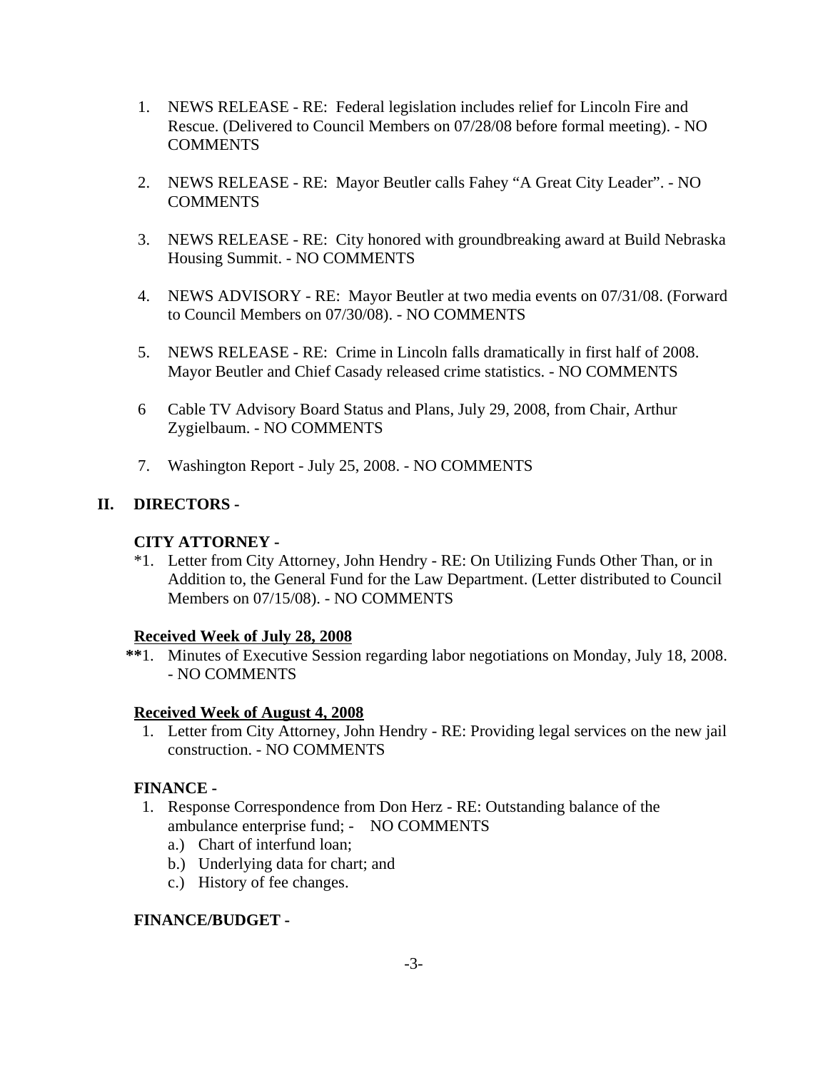1. NEWS RELEASE - RE: Federal legislation includes relief for Lincoln Fire and Rescue. (Delivered to Council Members on 07/28/08 before formal meeting). - NO COMMENTS

2. NEWS RELEASE - RE: Mayor Beutler calls Fahey "A Great City Leader". - NO COMMENTS

3. NEWS RELEASE - RE: City honored with groundbreaking award at Build Nebraska Housing Summit. - NO COMMENTS

4. NEWS ADVISORY - RE: Mayor Beutler at two media events on 07/31/08. (Forward to Council Members on 07/30/08). - NO COMMENTS

5. NEWS RELEASE - RE: Crime in Lincoln falls dramatically in first half of 2008. Mayor Beutler and Chief Casady released crime statistics. - NO COMMENTS

6 Cable TV Advisory Board Status and Plans, July 29, 2008, from Chair, Arthur Zygielbaum. - NO COMMENTS

7. Washington Report - July 25, 2008. - NO COMMENTS

## II. DIRECTORS -

### CITY ATTORNEY -

*1. Letter from City Attorney, John Hendry - RE: On Utilizing Funds Other Than, or in Addition to, the General Fund for the Law Department. (Letter distributed to Council Members on 07/15/08). - NO COMMENTS

**Received Week of July 28, 2008**

**1. Minutes of Executive Session regarding labor negotiations on Monday, July 18, 2008. - NO COMMENTS

**Received Week of August 4, 2008**

1. Letter from City Attorney, John Hendry - RE: Providing legal services on the new jail construction. - NO COMMENTS

### FINANCE -

1. Response Correspondence from Don Herz - RE: Outstanding balance of the ambulance enterprise fund; - NO COMMENTS
   a.) Chart of interfund loan;
   b.) Underlying data for chart; and
   c.) History of fee changes.

### FINANCE/BUDGET -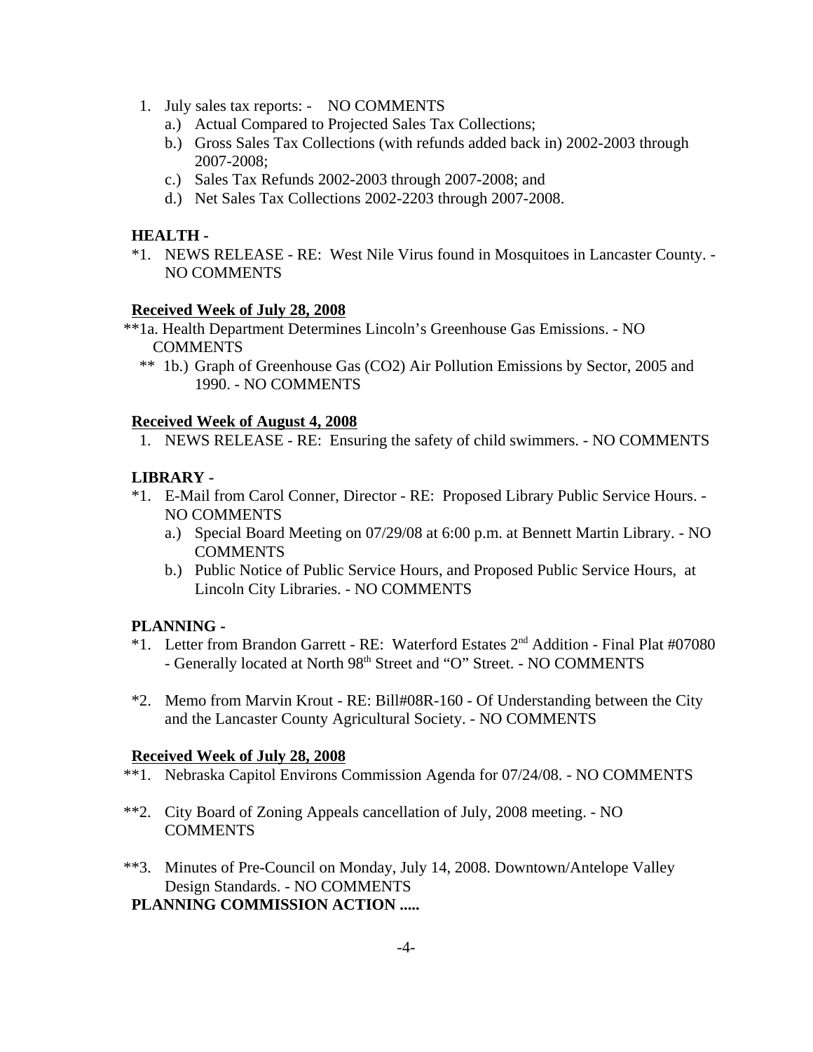1. July sales tax reports: - NO COMMENTS
   a.) Actual Compared to Projected Sales Tax Collections;
   b.) Gross Sales Tax Collections (with refunds added back in) 2002-2003 through 2007-2008;
   c.) Sales Tax Refunds 2002-2003 through 2007-2008; and
   d.) Net Sales Tax Collections 2002-2203 through 2007-2008.

**HEALTH -**

*1. NEWS RELEASE - RE: West Nile Virus found in Mosquitoes in Lancaster County. - NO COMMENTS

**Received Week of July 28, 2008**

**1a. Health Department Determines Lincoln's Greenhouse Gas Emissions. - NO COMMENTS

** 1b.) Graph of Greenhouse Gas (CO2) Air Pollution Emissions by Sector, 2005 and 1990. - NO COMMENTS

**Received Week of August 4, 2008**

1. NEWS RELEASE - RE: Ensuring the safety of child swimmers. - NO COMMENTS

**LIBRARY -**

*1. E-Mail from Carol Conner, Director - RE: Proposed Library Public Service Hours. - NO COMMENTS
   a.) Special Board Meeting on 07/29/08 at 6:00 p.m. at Bennett Martin Library. - NO COMMENTS
   b.) Public Notice of Public Service Hours, and Proposed Public Service Hours, at Lincoln City Libraries. - NO COMMENTS

**PLANNING -**

*1. Letter from Brandon Garrett - RE: Waterford Estates 2nd Addition - Final Plat #07080 - Generally located at North 98th Street and "O" Street. - NO COMMENTS

*2. Memo from Marvin Krout - RE: Bill#08R-160 - Of Understanding between the City and the Lancaster County Agricultural Society. - NO COMMENTS

**Received Week of July 28, 2008**

**1. Nebraska Capitol Environs Commission Agenda for 07/24/08. - NO COMMENTS

**2. City Board of Zoning Appeals cancellation of July, 2008 meeting. - NO COMMENTS

**3. Minutes of Pre-Council on Monday, July 14, 2008. Downtown/Antelope Valley Design Standards. - NO COMMENTS

**PLANNING COMMISSION ACTION .....**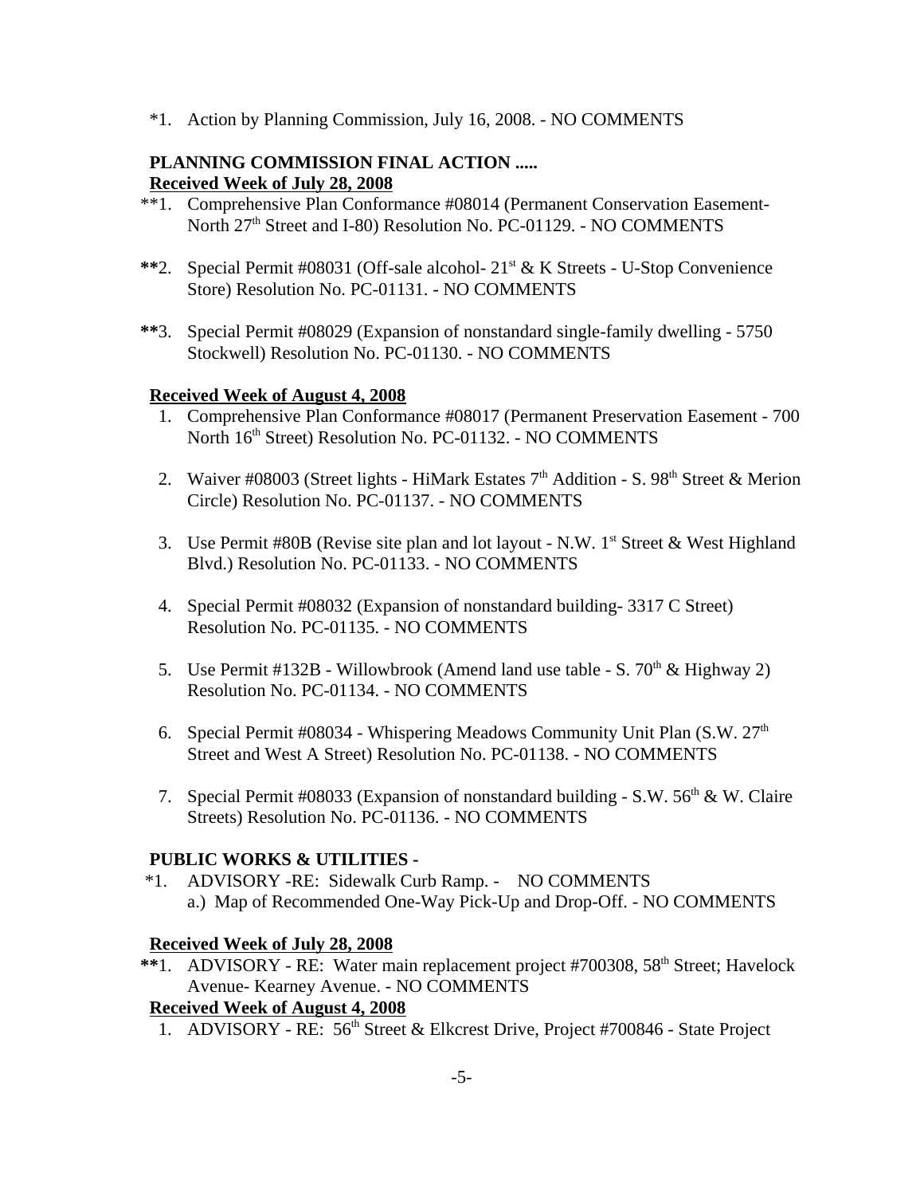*1. Action by Planning Commission, July 16, 2008. - NO COMMENTS

**PLANNING COMMISSION FINAL ACTION .....**
**Received Week of July 28, 2008**

**1. Comprehensive Plan Conformance #08014 (Permanent Conservation Easement- North 27th Street and I-80) Resolution No. PC-01129. - NO COMMENTS

**2. Special Permit #08031 (Off-sale alcohol- 21st & K Streets - U-Stop Convenience Store) Resolution No. PC-01131. - NO COMMENTS

**3. Special Permit #08029 (Expansion of nonstandard single-family dwelling - 5750 Stockwell) Resolution No. PC-01130. - NO COMMENTS

**Received Week of August 4, 2008**

1. Comprehensive Plan Conformance #08017 (Permanent Preservation Easement - 700 North 16th Street) Resolution No. PC-01132. - NO COMMENTS
2. Waiver #08003 (Street lights - HiMark Estates 7th Addition - S. 98th Street & Merion Circle) Resolution No. PC-01137. - NO COMMENTS
3. Use Permit #80B (Revise site plan and lot layout - N.W. 1st Street & West Highland Blvd.) Resolution No. PC-01133. - NO COMMENTS
4. Special Permit #08032 (Expansion of nonstandard building- 3317 C Street) Resolution No. PC-01135. - NO COMMENTS
5. Use Permit #132B - Willowbrook (Amend land use table - S. 70th & Highway 2) Resolution No. PC-01134. - NO COMMENTS
6. Special Permit #08034 - Whispering Meadows Community Unit Plan (S.W. 27th Street and West A Street) Resolution No. PC-01138. - NO COMMENTS
7. Special Permit #08033 (Expansion of nonstandard building - S.W. 56th & W. Claire Streets) Resolution No. PC-01136. - NO COMMENTS

**PUBLIC WORKS & UTILITIES -**

*1. ADVISORY -RE: Sidewalk Curb Ramp. - NO COMMENTS
   a.) Map of Recommended One-Way Pick-Up and Drop-Off. - NO COMMENTS

**Received Week of July 28, 2008**

**1. ADVISORY - RE: Water main replacement project #700308, 58th Street; Havelock Avenue- Kearney Avenue. - NO COMMENTS

**Received Week of August 4, 2008**

1. ADVISORY - RE: 56th Street & Elkcrest Drive, Project #700846 - State Project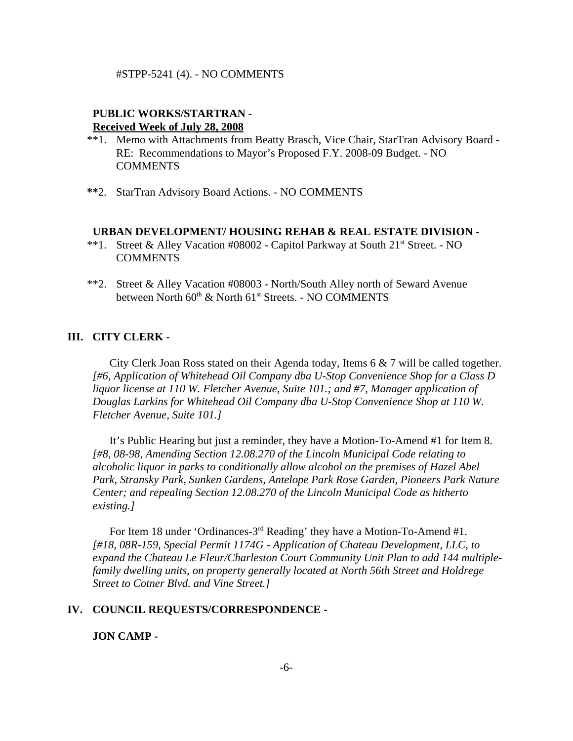#STPP-5241 (4). - NO COMMENTS

**PUBLIC WORKS/STARTRAN** -
**Received Week of July 28, 2008**

**1. Memo with Attachments from Beatty Brasch, Vice Chair, StarTran Advisory Board - RE: Recommendations to Mayor's Proposed F.Y. 2008-09 Budget. - NO COMMENTS

**2. StarTran Advisory Board Actions. - NO COMMENTS

**URBAN DEVELOPMENT/ HOUSING REHAB & REAL ESTATE DIVISION** -

**1. Street & Alley Vacation #08002 - Capitol Parkway at South 21st Street. - NO COMMENTS

**2. Street & Alley Vacation #08003 - North/South Alley north of Seward Avenue between North 60th & North 61st Streets. - NO COMMENTS

## III. CITY CLERK -

City Clerk Joan Ross stated on their Agenda today, Items 6 & 7 will be called together. *[#6, Application of Whitehead Oil Company dba U-Stop Convenience Shop for a Class D liquor license at 110 W. Fletcher Avenue, Suite 101.; and #7, Manager application of Douglas Larkins for Whitehead Oil Company dba U-Stop Convenience Shop at 110 W. Fletcher Avenue, Suite 101.]*

It's Public Hearing but just a reminder, they have a Motion-To-Amend #1 for Item 8. *[#8, 08-98, Amending Section 12.08.270 of the Lincoln Municipal Code relating to alcoholic liquor in parks to conditionally allow alcohol on the premises of Hazel Abel Park, Stransky Park, Sunken Gardens, Antelope Park Rose Garden, Pioneers Park Nature Center; and repealing Section 12.08.270 of the Lincoln Municipal Code as hitherto existing.]*

For Item 18 under 'Ordinances-3rd Reading' they have a Motion-To-Amend #1. *[#18, 08R-159, Special Permit 1174G - Application of Chateau Development, LLC, to expand the Chateau Le Fleur/Charleston Court Community Unit Plan to add 144 multiple-family dwelling units, on property generally located at North 56th Street and Holdrege Street to Cotner Blvd. and Vine Street.]*

## IV. COUNCIL REQUESTS/CORRESPONDENCE -

**JON CAMP -**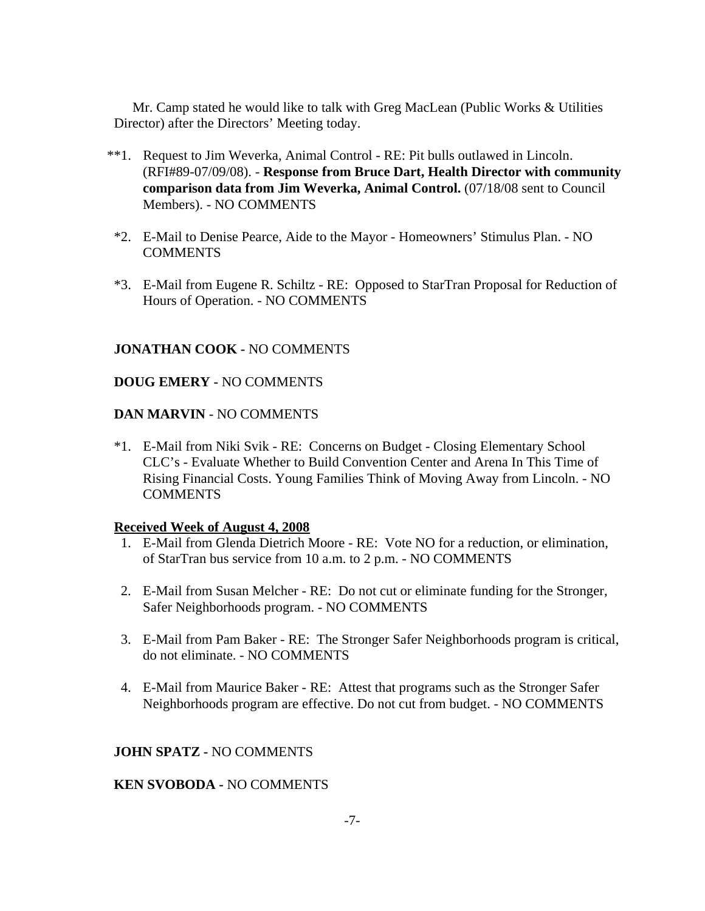Mr. Camp stated he would like to talk with Greg MacLean (Public Works & Utilities Director) after the Directors' Meeting today.

**1. Request to Jim Weverka, Animal Control - RE: Pit bulls outlawed in Lincoln. (RFI#89-07/09/08). - **Response from Bruce Dart, Health Director with community comparison data from Jim Weverka, Animal Control.** (07/18/08 sent to Council Members). - NO COMMENTS

*2. E-Mail to Denise Pearce, Aide to the Mayor - Homeowners' Stimulus Plan. - NO COMMENTS

*3. E-Mail from Eugene R. Schiltz - RE: Opposed to StarTran Proposal for Reduction of Hours of Operation. - NO COMMENTS

**JONATHAN COOK -** NO COMMENTS

**DOUG EMERY -** NO COMMENTS

**DAN MARVIN** - NO COMMENTS

*1. E-Mail from Niki Svik - RE: Concerns on Budget - Closing Elementary School CLC's - Evaluate Whether to Build Convention Center and Arena In This Time of Rising Financial Costs. Young Families Think of Moving Away from Lincoln. - NO COMMENTS

**Received Week of August 4, 2008**

1. E-Mail from Glenda Dietrich Moore - RE: Vote NO for a reduction, or elimination, of StarTran bus service from 10 a.m. to 2 p.m. - NO COMMENTS
2. E-Mail from Susan Melcher - RE: Do not cut or eliminate funding for the Stronger, Safer Neighborhoods program. - NO COMMENTS
3. E-Mail from Pam Baker - RE: The Stronger Safer Neighborhoods program is critical, do not eliminate. - NO COMMENTS
4. E-Mail from Maurice Baker - RE: Attest that programs such as the Stronger Safer Neighborhoods program are effective. Do not cut from budget. - NO COMMENTS

**JOHN SPATZ -** NO COMMENTS

**KEN SVOBODA -** NO COMMENTS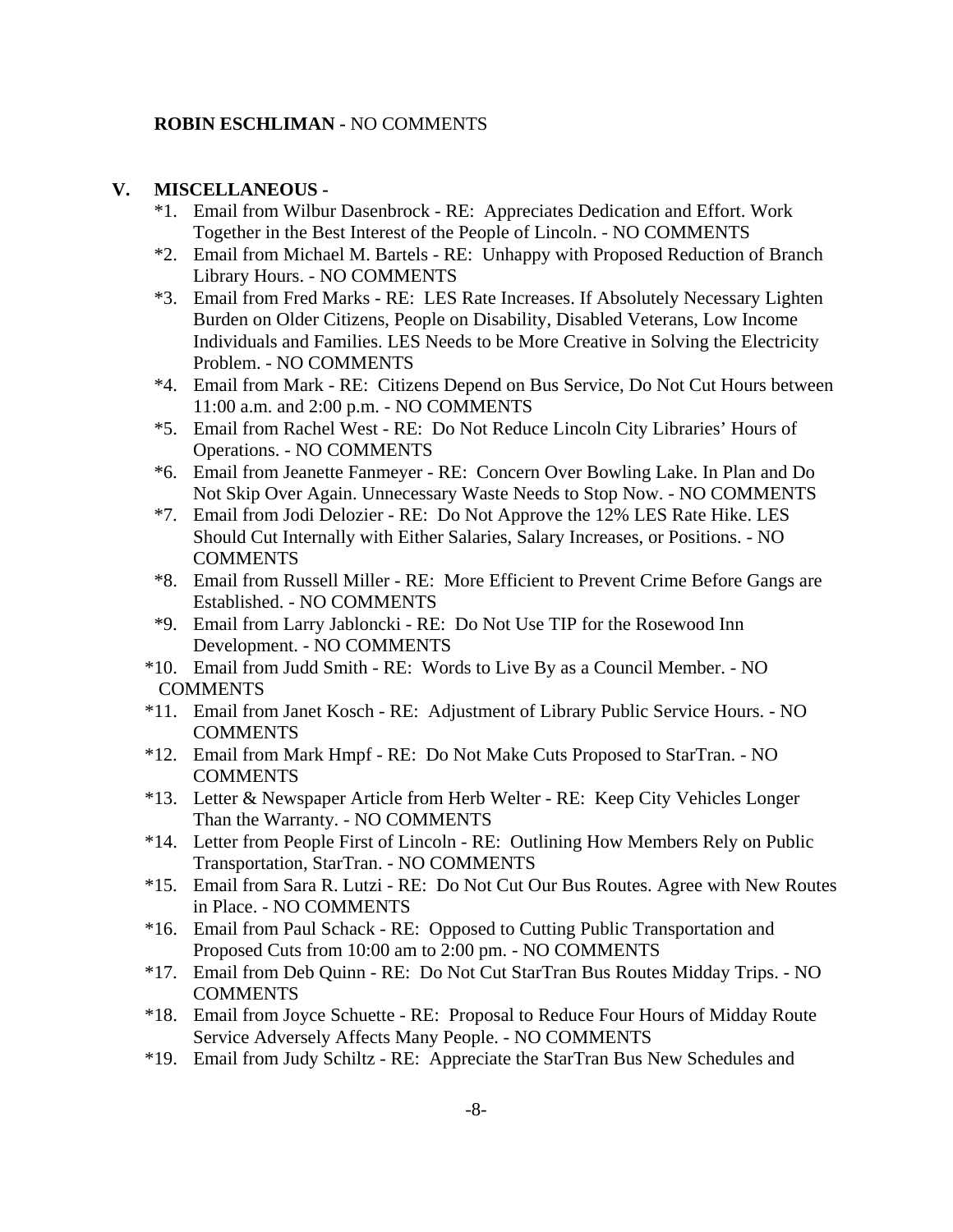**ROBIN ESCHLIMAN -** NO COMMENTS

## V. MISCELLANEOUS -

*1. Email from Wilbur Dasenbrock - RE: Appreciates Dedication and Effort. Work Together in the Best Interest of the People of Lincoln. - NO COMMENTS

*2. Email from Michael M. Bartels - RE: Unhappy with Proposed Reduction of Branch Library Hours. - NO COMMENTS

*3. Email from Fred Marks - RE: LES Rate Increases. If Absolutely Necessary Lighten Burden on Older Citizens, People on Disability, Disabled Veterans, Low Income Individuals and Families. LES Needs to be More Creative in Solving the Electricity Problem. - NO COMMENTS

*4. Email from Mark - RE: Citizens Depend on Bus Service, Do Not Cut Hours between 11:00 a.m. and 2:00 p.m. - NO COMMENTS

*5. Email from Rachel West - RE: Do Not Reduce Lincoln City Libraries' Hours of Operations. - NO COMMENTS

*6. Email from Jeanette Fanmeyer - RE: Concern Over Bowling Lake. In Plan and Do Not Skip Over Again. Unnecessary Waste Needs to Stop Now. - NO COMMENTS

*7. Email from Jodi Delozier - RE: Do Not Approve the 12% LES Rate Hike. LES Should Cut Internally with Either Salaries, Salary Increases, or Positions. - NO COMMENTS

*8. Email from Russell Miller - RE: More Efficient to Prevent Crime Before Gangs are Established. - NO COMMENTS

*9. Email from Larry Jabloncki - RE: Do Not Use TIP for the Rosewood Inn Development. - NO COMMENTS

*10. Email from Judd Smith - RE: Words to Live By as a Council Member. - NO COMMENTS

*11. Email from Janet Kosch - RE: Adjustment of Library Public Service Hours. - NO COMMENTS

*12. Email from Mark Hmpf - RE: Do Not Make Cuts Proposed to StarTran. - NO COMMENTS

*13. Letter & Newspaper Article from Herb Welter - RE: Keep City Vehicles Longer Than the Warranty. - NO COMMENTS

*14. Letter from People First of Lincoln - RE: Outlining How Members Rely on Public Transportation, StarTran. - NO COMMENTS

*15. Email from Sara R. Lutzi - RE: Do Not Cut Our Bus Routes. Agree with New Routes in Place. - NO COMMENTS

*16. Email from Paul Schack - RE: Opposed to Cutting Public Transportation and Proposed Cuts from 10:00 am to 2:00 pm. - NO COMMENTS

*17. Email from Deb Quinn - RE: Do Not Cut StarTran Bus Routes Midday Trips. - NO COMMENTS

*18. Email from Joyce Schuette - RE: Proposal to Reduce Four Hours of Midday Route Service Adversely Affects Many People. - NO COMMENTS

*19. Email from Judy Schiltz - RE: Appreciate the StarTran Bus New Schedules and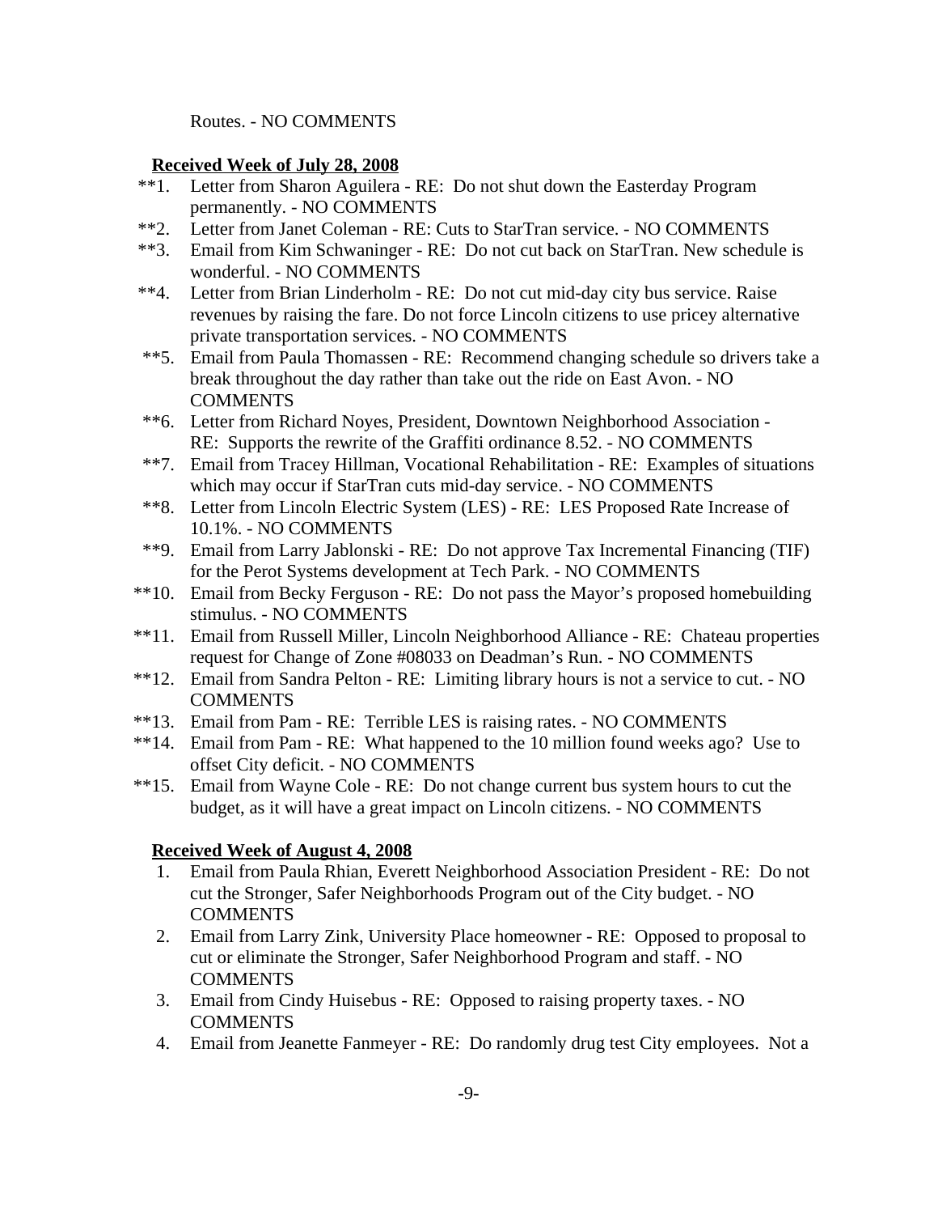Routes. - NO COMMENTS

**Received Week of July 28, 2008**

**1. Letter from Sharon Aguilera - RE: Do not shut down the Easterday Program permanently. - NO COMMENTS

**2. Letter from Janet Coleman - RE: Cuts to StarTran service. - NO COMMENTS

**3. Email from Kim Schwaninger - RE: Do not cut back on StarTran. New schedule is wonderful. - NO COMMENTS

**4. Letter from Brian Linderholm - RE: Do not cut mid-day city bus service. Raise revenues by raising the fare. Do not force Lincoln citizens to use pricey alternative private transportation services. - NO COMMENTS

**5. Email from Paula Thomassen - RE: Recommend changing schedule so drivers take a break throughout the day rather than take out the ride on East Avon. - NO COMMENTS

**6. Letter from Richard Noyes, President, Downtown Neighborhood Association - RE: Supports the rewrite of the Graffiti ordinance 8.52. - NO COMMENTS

**7. Email from Tracey Hillman, Vocational Rehabilitation - RE: Examples of situations which may occur if StarTran cuts mid-day service. - NO COMMENTS

**8. Letter from Lincoln Electric System (LES) - RE: LES Proposed Rate Increase of 10.1%. - NO COMMENTS

**9. Email from Larry Jablonski - RE: Do not approve Tax Incremental Financing (TIF) for the Perot Systems development at Tech Park. - NO COMMENTS

**10. Email from Becky Ferguson - RE: Do not pass the Mayor's proposed homebuilding stimulus. - NO COMMENTS

**11. Email from Russell Miller, Lincoln Neighborhood Alliance - RE: Chateau properties request for Change of Zone #08033 on Deadman's Run. - NO COMMENTS

**12. Email from Sandra Pelton - RE: Limiting library hours is not a service to cut. - NO COMMENTS

**13. Email from Pam - RE: Terrible LES is raising rates. - NO COMMENTS

**14. Email from Pam - RE: What happened to the 10 million found weeks ago? Use to offset City deficit. - NO COMMENTS

**15. Email from Wayne Cole - RE: Do not change current bus system hours to cut the budget, as it will have a great impact on Lincoln citizens. - NO COMMENTS

**Received Week of August 4, 2008**

1. Email from Paula Rhian, Everett Neighborhood Association President - RE: Do not cut the Stronger, Safer Neighborhoods Program out of the City budget. - NO COMMENTS
2. Email from Larry Zink, University Place homeowner - RE: Opposed to proposal to cut or eliminate the Stronger, Safer Neighborhood Program and staff. - NO COMMENTS
3. Email from Cindy Huisebus - RE: Opposed to raising property taxes. - NO COMMENTS
4. Email from Jeanette Fanmeyer - RE: Do randomly drug test City employees. Not a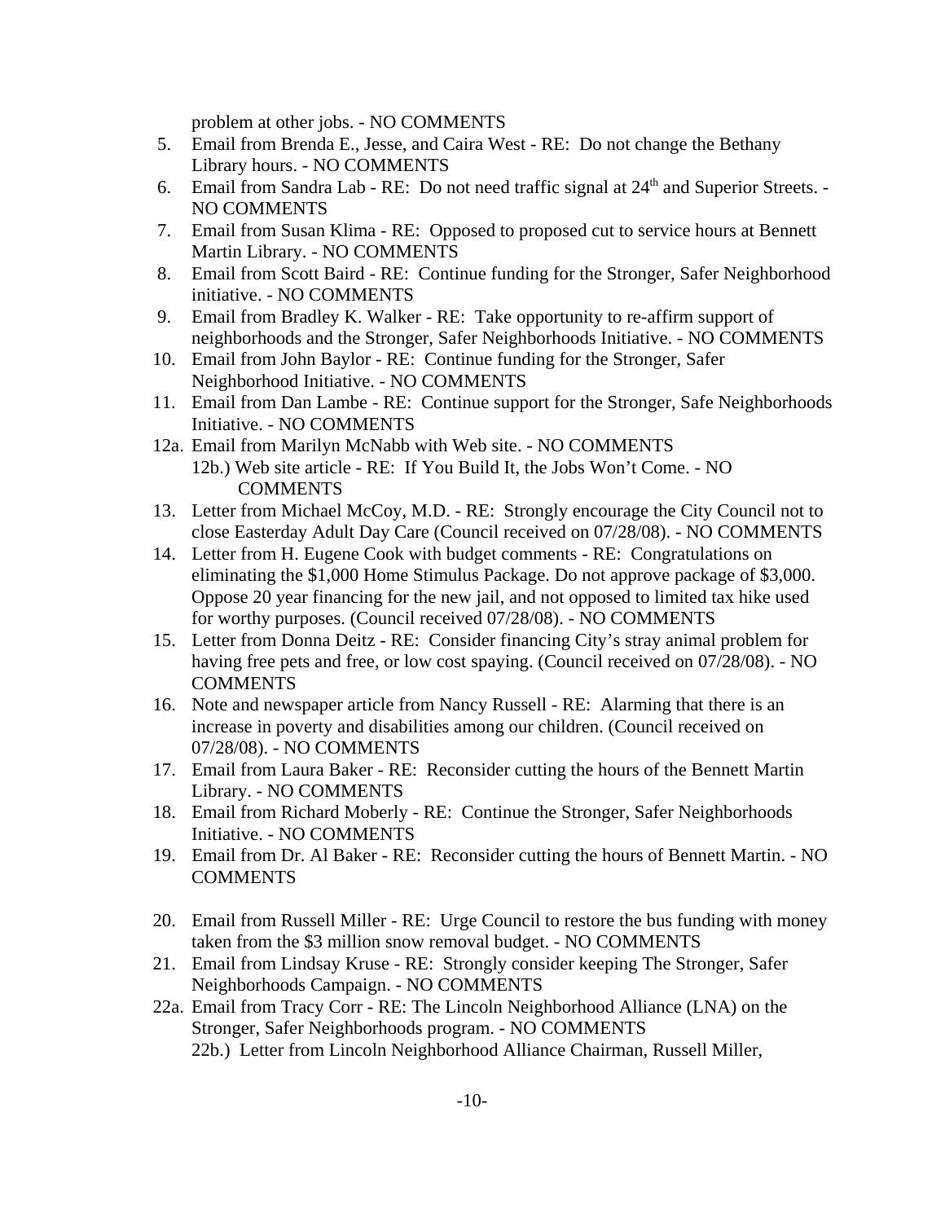problem at other jobs. - NO COMMENTS

5. Email from Brenda E., Jesse, and Caira West - RE: Do not change the Bethany Library hours. - NO COMMENTS
6. Email from Sandra Lab - RE: Do not need traffic signal at 24th and Superior Streets. - NO COMMENTS
7. Email from Susan Klima - RE: Opposed to proposed cut to service hours at Bennett Martin Library. - NO COMMENTS
8. Email from Scott Baird - RE: Continue funding for the Stronger, Safer Neighborhood initiative. - NO COMMENTS
9. Email from Bradley K. Walker - RE: Take opportunity to re-affirm support of neighborhoods and the Stronger, Safer Neighborhoods Initiative. - NO COMMENTS
10. Email from John Baylor - RE: Continue funding for the Stronger, Safer Neighborhood Initiative. - NO COMMENTS
11. Email from Dan Lambe - RE: Continue support for the Stronger, Safe Neighborhoods Initiative. - NO COMMENTS

12a. Email from Marilyn McNabb with Web site. - NO COMMENTS
  12b.) Web site article - RE: If You Build It, the Jobs Won't Come. - NO COMMENTS

13. Letter from Michael McCoy, M.D. - RE: Strongly encourage the City Council not to close Easterday Adult Day Care (Council received on 07/28/08). - NO COMMENTS
14. Letter from H. Eugene Cook with budget comments - RE: Congratulations on eliminating the $1,000 Home Stimulus Package. Do not approve package of $3,000. Oppose 20 year financing for the new jail, and not opposed to limited tax hike used for worthy purposes. (Council received 07/28/08). - NO COMMENTS
15. Letter from Donna Deitz - RE: Consider financing City's stray animal problem for having free pets and free, or low cost spaying. (Council received on 07/28/08). - NO COMMENTS
16. Note and newspaper article from Nancy Russell - RE: Alarming that there is an increase in poverty and disabilities among our children. (Council received on 07/28/08). - NO COMMENTS
17. Email from Laura Baker - RE: Reconsider cutting the hours of the Bennett Martin Library. - NO COMMENTS
18. Email from Richard Moberly - RE: Continue the Stronger, Safer Neighborhoods Initiative. - NO COMMENTS
19. Email from Dr. Al Baker - RE: Reconsider cutting the hours of Bennett Martin. - NO COMMENTS
20. Email from Russell Miller - RE: Urge Council to restore the bus funding with money taken from the $3 million snow removal budget. - NO COMMENTS
21. Email from Lindsay Kruse - RE: Strongly consider keeping The Stronger, Safer Neighborhoods Campaign. - NO COMMENTS

22a. Email from Tracy Corr - RE: The Lincoln Neighborhood Alliance (LNA) on the Stronger, Safer Neighborhoods program. - NO COMMENTS
  22b.) Letter from Lincoln Neighborhood Alliance Chairman, Russell Miller,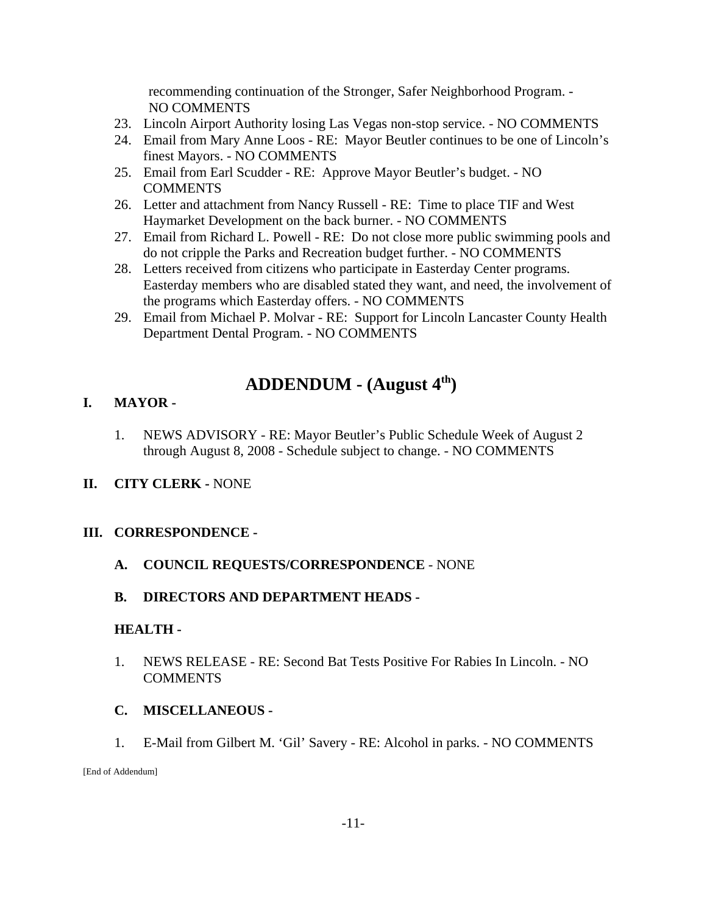recommending continuation of the Stronger, Safer Neighborhood Program. - NO COMMENTS

23. Lincoln Airport Authority losing Las Vegas non-stop service. - NO COMMENTS
24. Email from Mary Anne Loos - RE: Mayor Beutler continues to be one of Lincoln's finest Mayors. - NO COMMENTS
25. Email from Earl Scudder - RE: Approve Mayor Beutler's budget. - NO COMMENTS
26. Letter and attachment from Nancy Russell - RE: Time to place TIF and West Haymarket Development on the back burner. - NO COMMENTS
27. Email from Richard L. Powell - RE: Do not close more public swimming pools and do not cripple the Parks and Recreation budget further. - NO COMMENTS
28. Letters received from citizens who participate in Easterday Center programs. Easterday members who are disabled stated they want, and need, the involvement of the programs which Easterday offers. - NO COMMENTS
29. Email from Michael P. Molvar - RE: Support for Lincoln Lancaster County Health Department Dental Program. - NO COMMENTS

# ADDENDUM - (August 4th)

**I. MAYOR -**

1. NEWS ADVISORY - RE: Mayor Beutler's Public Schedule Week of August 2 through August 8, 2008 - Schedule subject to change. - NO COMMENTS

**II. CITY CLERK -** NONE

**III. CORRESPONDENCE -**

**A. COUNCIL REQUESTS/CORRESPONDENCE** - NONE

**B. DIRECTORS AND DEPARTMENT HEADS -**

**HEALTH -**

1. NEWS RELEASE - RE: Second Bat Tests Positive For Rabies In Lincoln. - NO COMMENTS

**C. MISCELLANEOUS -**

1. E-Mail from Gilbert M. 'Gil' Savery - RE: Alcohol in parks. - NO COMMENTS

[End of Addendum]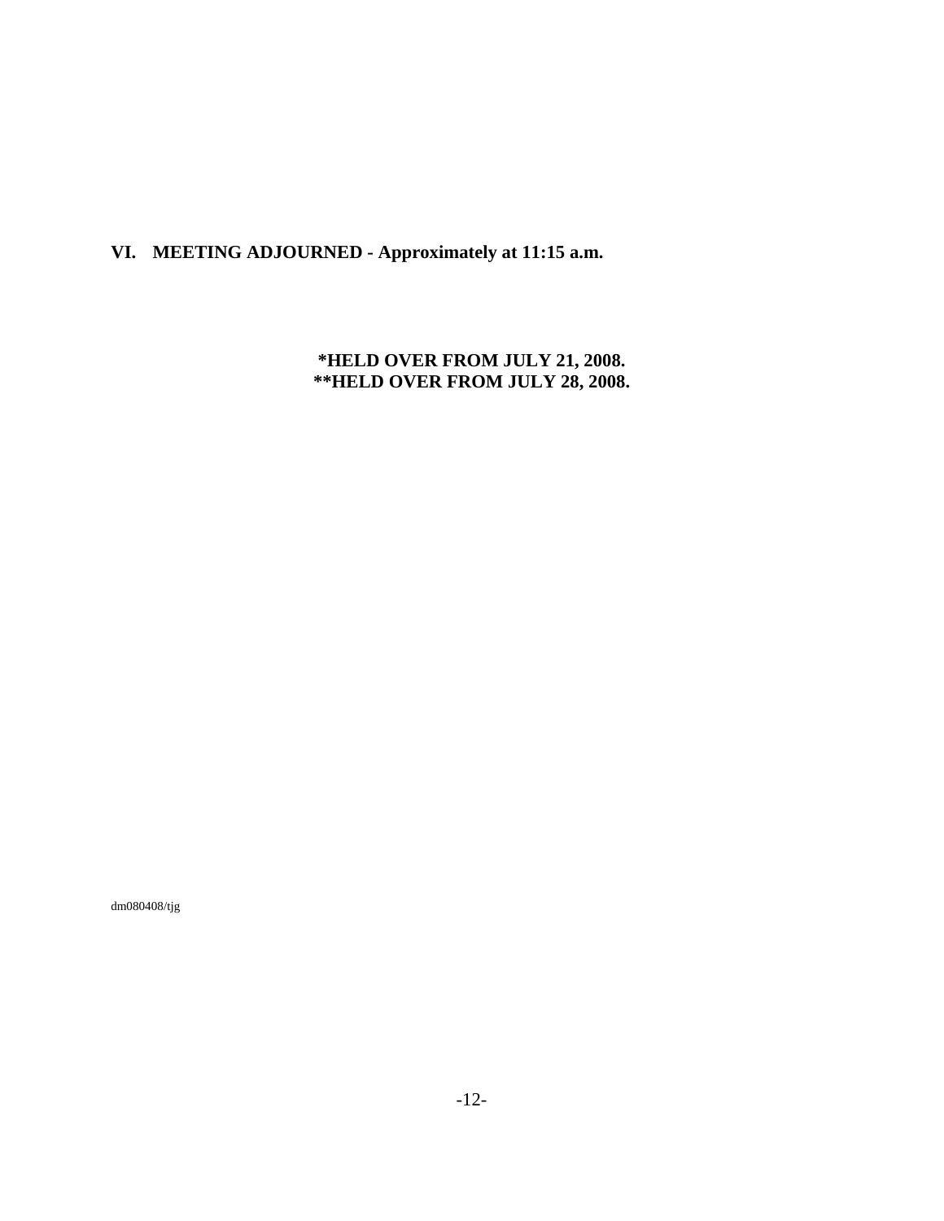## VI. MEETING ADJOURNED - Approximately at 11:15 a.m.

**\*HELD OVER FROM JULY 21, 2008.**
**\*\*HELD OVER FROM JULY 28, 2008.**

dm080408/tjg